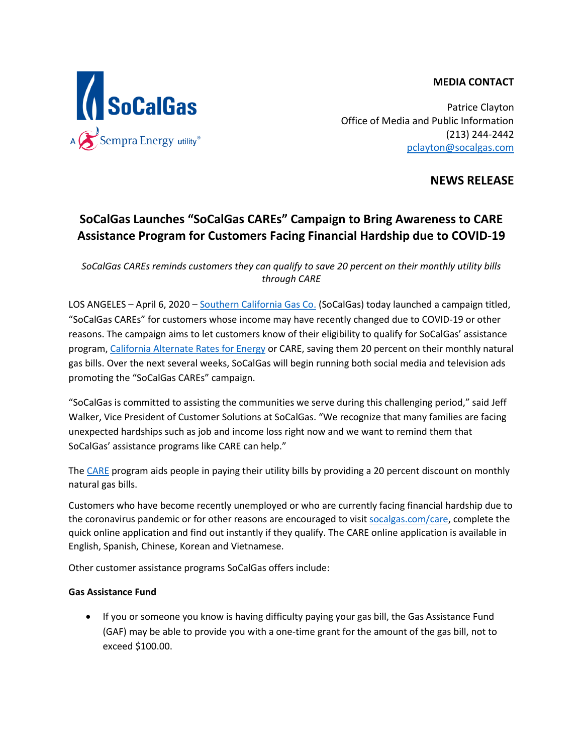SoCalGas
A Sempra Energy utility®

**MEDIA CONTACT**

Patrice Clayton
Office of Media and Public Information
(213) 244-2442
pclayton@socalgas.com

**NEWS RELEASE**

# SoCalGas Launches "SoCalGas CAREs" Campaign to Bring Awareness to CARE Assistance Program for Customers Facing Financial Hardship due to COVID-19

*SoCalGas CAREs reminds customers they can qualify to save 20 percent on their monthly utility bills through CARE*

LOS ANGELES – April 6, 2020 – Southern California Gas Co. (SoCalGas) today launched a campaign titled, "SoCalGas CAREs" for customers whose income may have recently changed due to COVID-19 or other reasons. The campaign aims to let customers know of their eligibility to qualify for SoCalGas' assistance program, California Alternate Rates for Energy or CARE, saving them 20 percent on their monthly natural gas bills. Over the next several weeks, SoCalGas will begin running both social media and television ads promoting the "SoCalGas CAREs" campaign.

"SoCalGas is committed to assisting the communities we serve during this challenging period," said Jeff Walker, Vice President of Customer Solutions at SoCalGas. "We recognize that many families are facing unexpected hardships such as job and income loss right now and we want to remind them that SoCalGas' assistance programs like CARE can help."

The CARE program aids people in paying their utility bills by providing a 20 percent discount on monthly natural gas bills.

Customers who have become recently unemployed or who are currently facing financial hardship due to the coronavirus pandemic or for other reasons are encouraged to visit socalgas.com/care, complete the quick online application and find out instantly if they qualify. The CARE online application is available in English, Spanish, Chinese, Korean and Vietnamese.

Other customer assistance programs SoCalGas offers include:

**Gas Assistance Fund**

- If you or someone you know is having difficulty paying your gas bill, the Gas Assistance Fund (GAF) may be able to provide you with a one-time grant for the amount of the gas bill, not to exceed $100.00.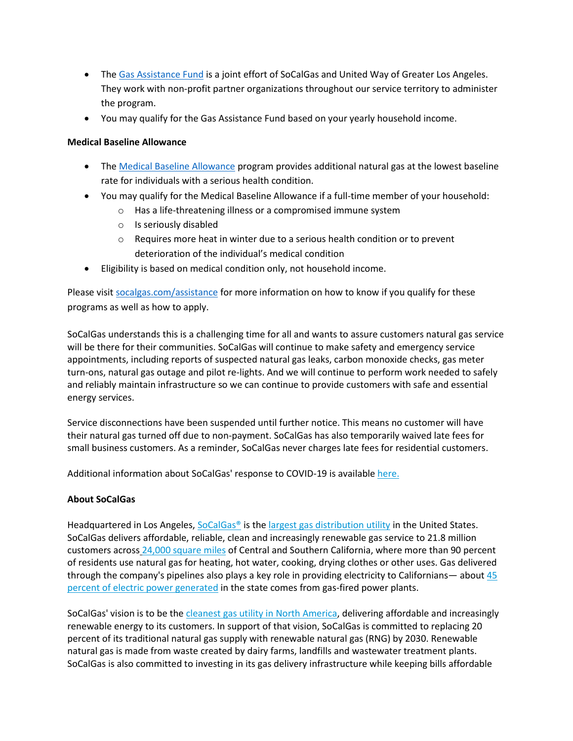- The Gas Assistance Fund is a joint effort of SoCalGas and United Way of Greater Los Angeles. They work with non-profit partner organizations throughout our service territory to administer the program.
- You may qualify for the Gas Assistance Fund based on your yearly household income.

**Medical Baseline Allowance**

- The Medical Baseline Allowance program provides additional natural gas at the lowest baseline rate for individuals with a serious health condition.
- You may qualify for the Medical Baseline Allowance if a full-time member of your household:
  - Has a life-threatening illness or a compromised immune system
  - Is seriously disabled
  - Requires more heat in winter due to a serious health condition or to prevent deterioration of the individual's medical condition
- Eligibility is based on medical condition only, not household income.

Please visit socalgas.com/assistance for more information on how to know if you qualify for these programs as well as how to apply.

SoCalGas understands this is a challenging time for all and wants to assure customers natural gas service will be there for their communities. SoCalGas will continue to make safety and emergency service appointments, including reports of suspected natural gas leaks, carbon monoxide checks, gas meter turn-ons, natural gas outage and pilot re-lights. And we will continue to perform work needed to safely and reliably maintain infrastructure so we can continue to provide customers with safe and essential energy services.

Service disconnections have been suspended until further notice. This means no customer will have their natural gas turned off due to non-payment. SoCalGas has also temporarily waived late fees for small business customers. As a reminder, SoCalGas never charges late fees for residential customers.

Additional information about SoCalGas' response to COVID-19 is available here.

**About SoCalGas**

Headquartered in Los Angeles, SoCalGas® is the largest gas distribution utility in the United States. SoCalGas delivers affordable, reliable, clean and increasingly renewable gas service to 21.8 million customers across 24,000 square miles of Central and Southern California, where more than 90 percent of residents use natural gas for heating, hot water, cooking, drying clothes or other uses. Gas delivered through the company's pipelines also plays a key role in providing electricity to Californians— about 45 percent of electric power generated in the state comes from gas-fired power plants.

SoCalGas' vision is to be the cleanest gas utility in North America, delivering affordable and increasingly renewable energy to its customers. In support of that vision, SoCalGas is committed to replacing 20 percent of its traditional natural gas supply with renewable natural gas (RNG) by 2030. Renewable natural gas is made from waste created by dairy farms, landfills and wastewater treatment plants. SoCalGas is also committed to investing in its gas delivery infrastructure while keeping bills affordable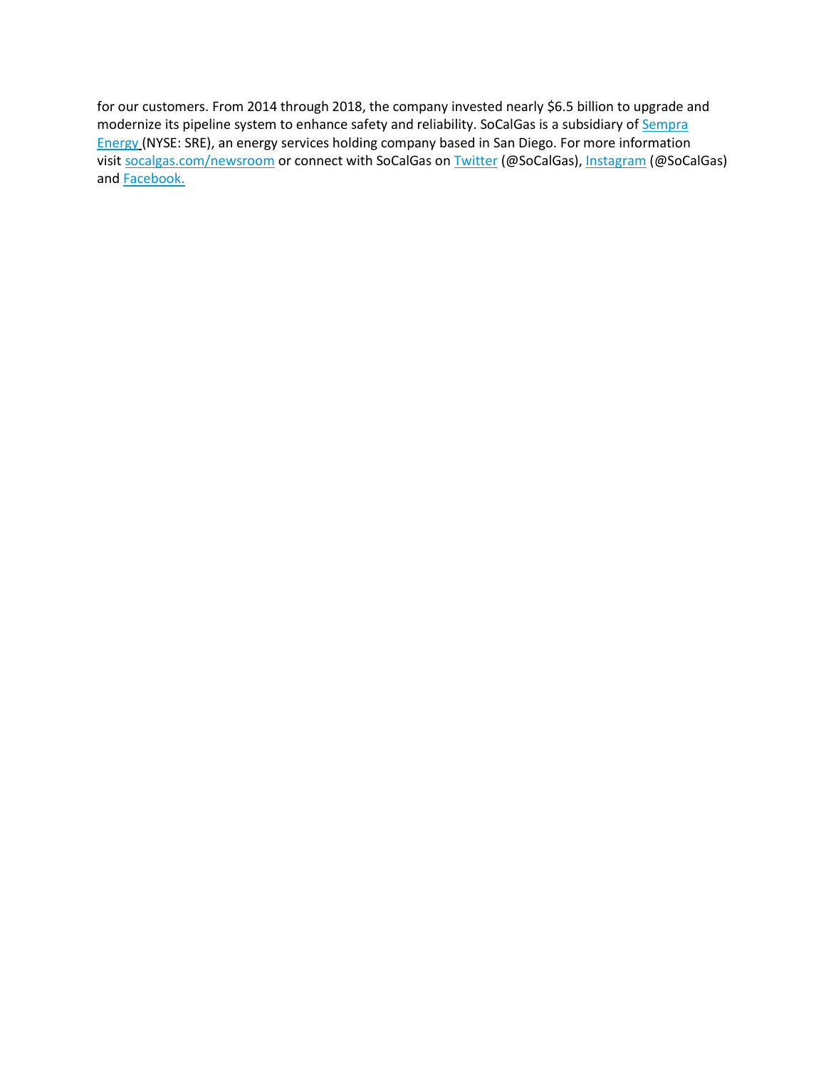for our customers. From 2014 through 2018, the company invested nearly $6.5 billion to upgrade and modernize its pipeline system to enhance safety and reliability. SoCalGas is a subsidiary of Sempra Energy (NYSE: SRE), an energy services holding company based in San Diego. For more information visit socalgas.com/newsroom or connect with SoCalGas on Twitter (@SoCalGas), Instagram (@SoCalGas) and Facebook.